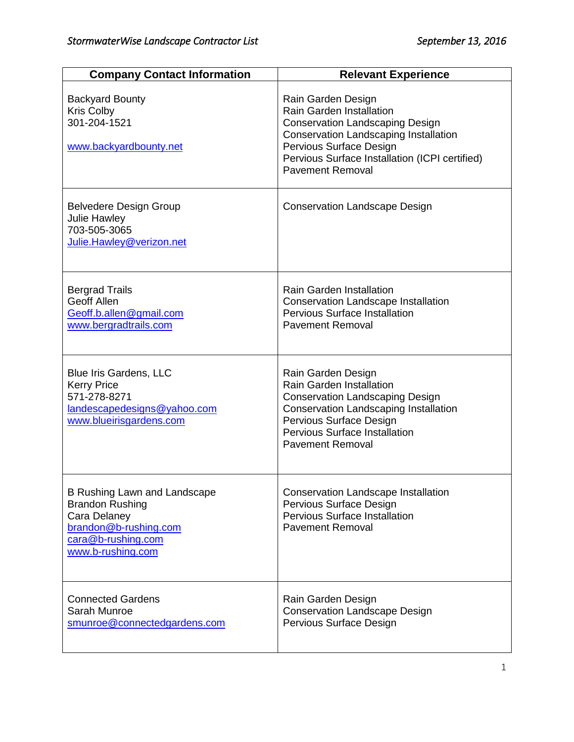*StormwaterWise Landscape Contractor List* — *September 13, 2016*

| Company Contact Information | Relevant Experience |
|---|---|
| Backyard Bounty<br>Kris Colby<br>301-204-1521<br><br>www.backyardbounty.net | Rain Garden Design<br>Rain Garden Installation<br>Conservation Landscaping Design<br>Conservation Landscaping Installation<br>Pervious Surface Design<br>Pervious Surface Installation (ICPI certified)<br>Pavement Removal |
| Belvedere Design Group<br>Julie Hawley<br>703-505-3065<br>Julie.Hawley@verizon.net | Conservation Landscape Design |
| Bergrad Trails<br>Geoff Allen<br>Geoff.b.allen@gmail.com<br>www.bergradtrails.com | Rain Garden Installation<br>Conservation Landscape Installation<br>Pervious Surface Installation<br>Pavement Removal |
| Blue Iris Gardens, LLC<br>Kerry Price<br>571-278-8271<br>landescapedesigns@yahoo.com<br>www.blueirisgardens.com | Rain Garden Design<br>Rain Garden Installation<br>Conservation Landscaping Design<br>Conservation Landscaping Installation<br>Pervious Surface Design<br>Pervious Surface Installation<br>Pavement Removal |
| B Rushing Lawn and Landscape<br>Brandon Rushing<br>Cara Delaney<br>brandon@b-rushing.com<br>cara@b-rushing.com<br>www.b-rushing.com | Conservation Landscape Installation<br>Pervious Surface Design<br>Pervious Surface Installation<br>Pavement Removal |
| Connected Gardens<br>Sarah Munroe<br>smunroe@connectedgardens.com | Rain Garden Design<br>Conservation Landscape Design<br>Pervious Surface Design |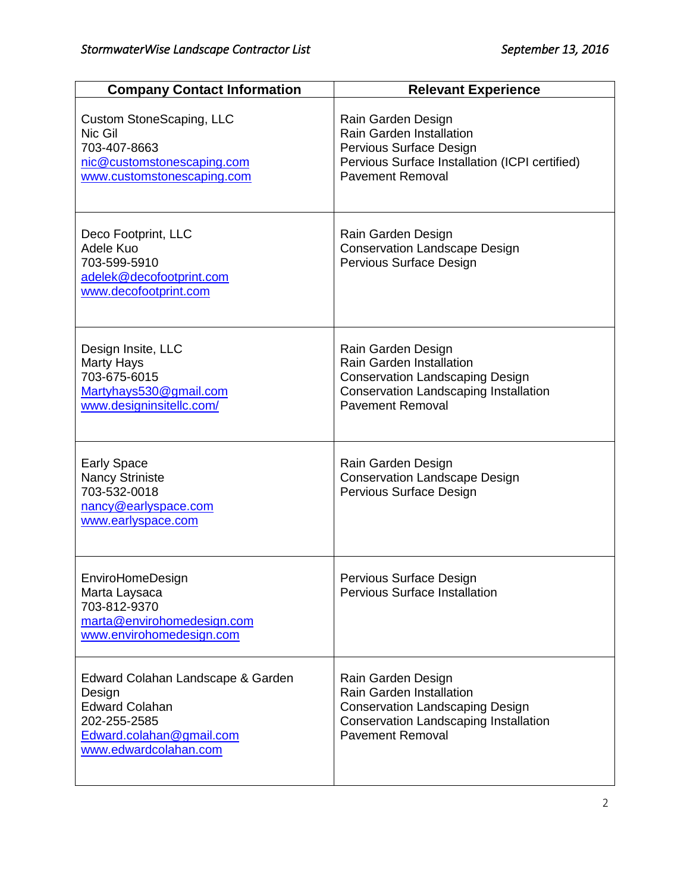| Company Contact Information | Relevant Experience |
|---|---|
| Custom StoneScaping, LLC<br>Nic Gil<br>703-407-8663<br>nic@customstonescaping.com<br>www.customstonescaping.com | Rain Garden Design<br>Rain Garden Installation<br>Pervious Surface Design<br>Pervious Surface Installation (ICPI certified)<br>Pavement Removal |
| Deco Footprint, LLC<br>Adele Kuo<br>703-599-5910<br>adelek@decofootprint.com<br>www.decofootprint.com | Rain Garden Design<br>Conservation Landscape Design<br>Pervious Surface Design |
| Design Insite, LLC<br>Marty Hays<br>703-675-6015<br>Martyhays530@gmail.com<br>www.designinsitellc.com/ | Rain Garden Design<br>Rain Garden Installation<br>Conservation Landscaping Design<br>Conservation Landscaping Installation<br>Pavement Removal |
| Early Space<br>Nancy Striniste<br>703-532-0018<br>nancy@earlyspace.com<br>www.earlyspace.com | Rain Garden Design<br>Conservation Landscape Design<br>Pervious Surface Design |
| EnviroHomeDesign<br>Marta Laysaca<br>703-812-9370<br>marta@envirohomedesign.com<br>www.envirohomedesign.com | Pervious Surface Design<br>Pervious Surface Installation |
| Edward Colahan Landscape & Garden Design<br>Edward Colahan<br>202-255-2585<br>Edward.colahan@gmail.com<br>www.edwardcolahan.com | Rain Garden Design<br>Rain Garden Installation<br>Conservation Landscaping Design<br>Conservation Landscaping Installation<br>Pavement Removal |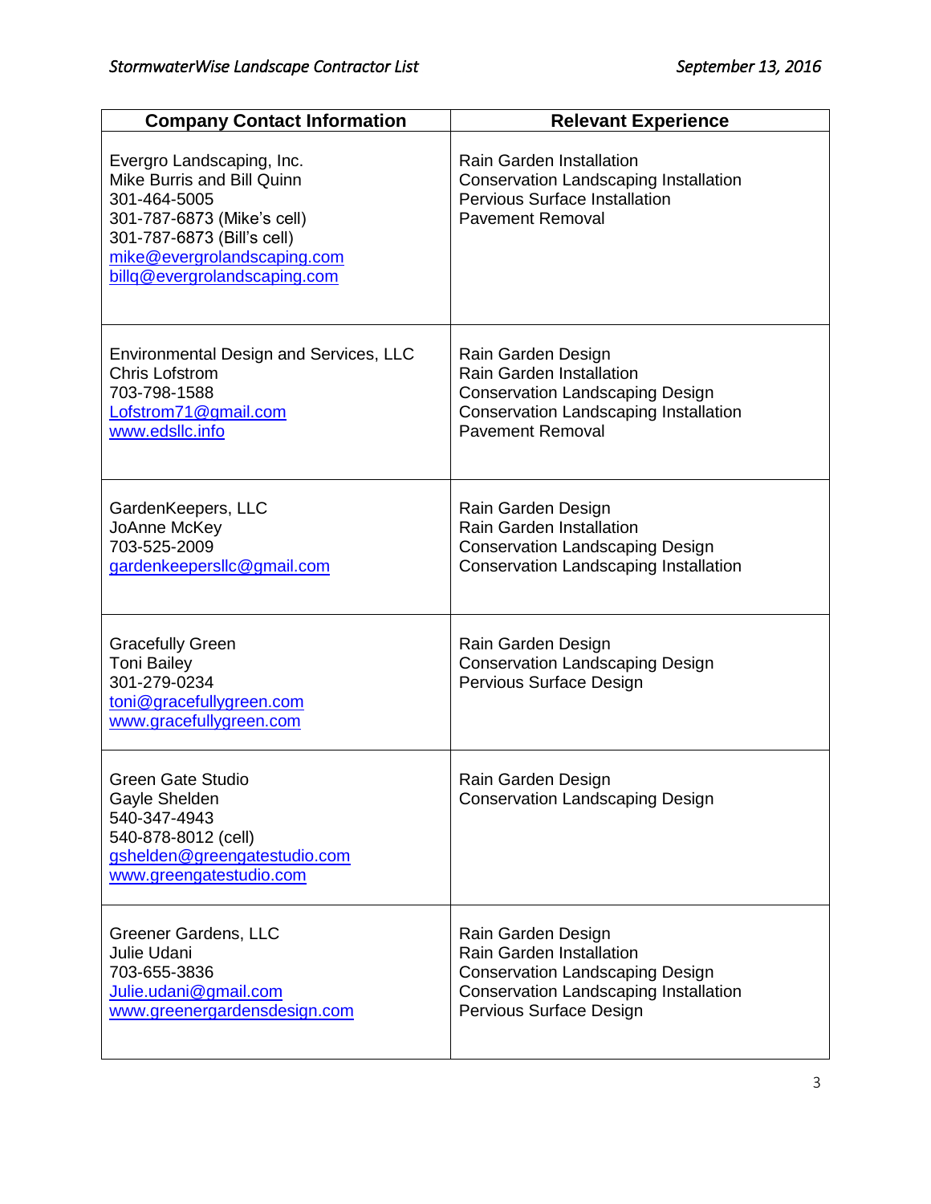| Company Contact Information | Relevant Experience |
|---|---|
| Evergro Landscaping, Inc.<br>Mike Burris and Bill Quinn<br>301-464-5005<br>301-787-6873 (Mike's cell)<br>301-787-6873 (Bill's cell)<br>mike@evergrolandscaping.com<br>billq@evergrolandscaping.com | Rain Garden Installation<br>Conservation Landscaping Installation<br>Pervious Surface Installation<br>Pavement Removal |
| Environmental Design and Services, LLC<br>Chris Lofstrom<br>703-798-1588<br>Lofstrom71@gmail.com<br>www.edsllc.info | Rain Garden Design<br>Rain Garden Installation<br>Conservation Landscaping Design<br>Conservation Landscaping Installation<br>Pavement Removal |
| GardenKeepers, LLC<br>JoAnne McKey<br>703-525-2009<br>gardenkeepersllc@gmail.com | Rain Garden Design<br>Rain Garden Installation<br>Conservation Landscaping Design<br>Conservation Landscaping Installation |
| Gracefully Green<br>Toni Bailey<br>301-279-0234<br>toni@gracefullygreen.com<br>www.gracefullygreen.com | Rain Garden Design<br>Conservation Landscaping Design<br>Pervious Surface Design |
| Green Gate Studio<br>Gayle Shelden<br>540-347-4943<br>540-878-8012 (cell)<br>gshelden@greengatestudio.com<br>www.greengatestudio.com | Rain Garden Design<br>Conservation Landscaping Design |
| Greener Gardens, LLC<br>Julie Udani<br>703-655-3836<br>Julie.udani@gmail.com<br>www.greenergardensdesign.com | Rain Garden Design<br>Rain Garden Installation<br>Conservation Landscaping Design<br>Conservation Landscaping Installation<br>Pervious Surface Design |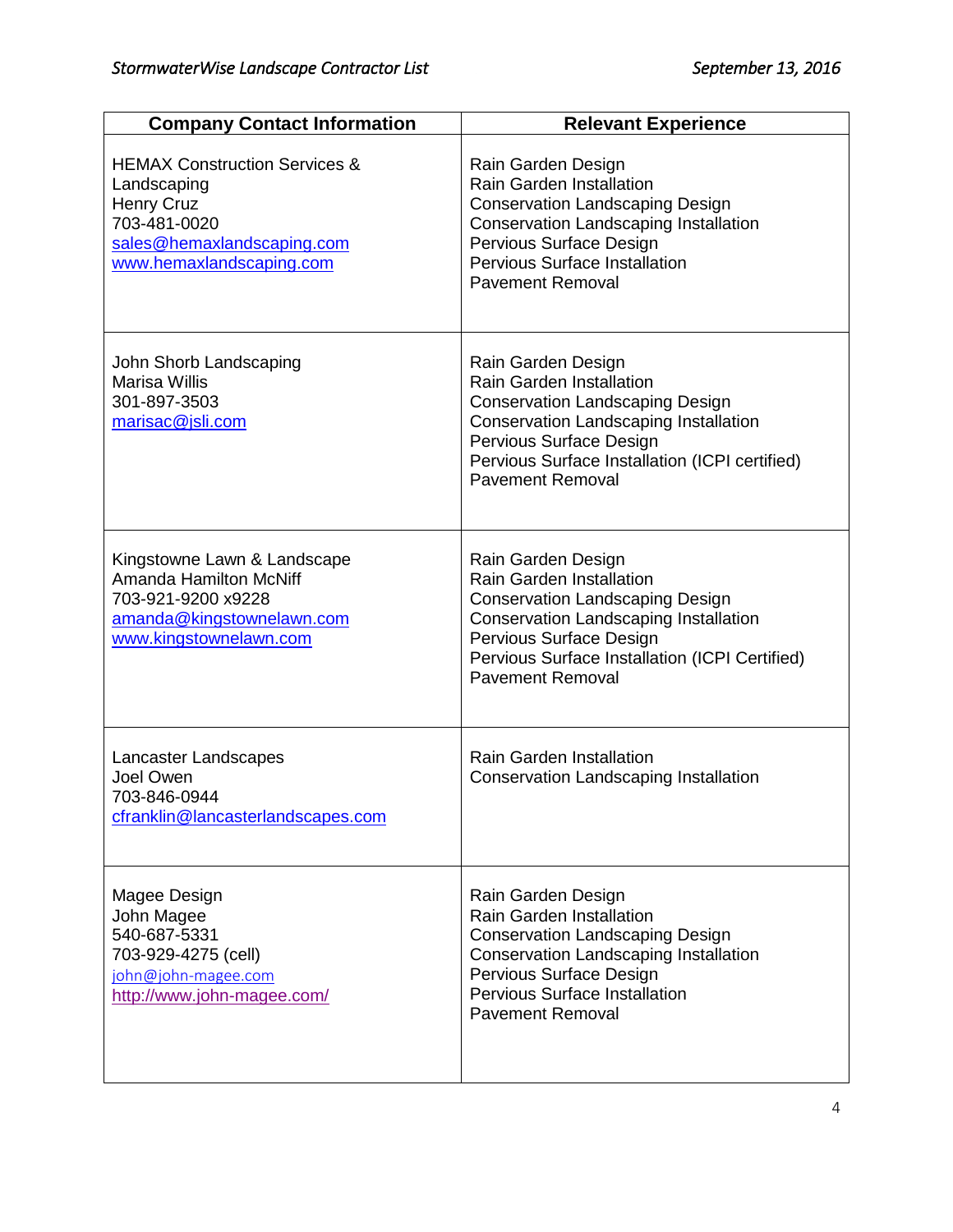| Company Contact Information | Relevant Experience |
|---|---|
| HEMAX Construction Services & Landscaping<br>Henry Cruz<br>703-481-0020<br>sales@hemaxlandscaping.com<br>www.hemaxlandscaping.com | Rain Garden Design<br>Rain Garden Installation<br>Conservation Landscaping Design<br>Conservation Landscaping Installation<br>Pervious Surface Design<br>Pervious Surface Installation<br>Pavement Removal |
| John Shorb Landscaping<br>Marisa Willis<br>301-897-3503<br>marisac@jsli.com | Rain Garden Design<br>Rain Garden Installation<br>Conservation Landscaping Design<br>Conservation Landscaping Installation<br>Pervious Surface Design<br>Pervious Surface Installation (ICPI certified)<br>Pavement Removal |
| Kingstowne Lawn & Landscape<br>Amanda Hamilton McNiff<br>703-921-9200 x9228<br>amanda@kingstownelawn.com<br>www.kingstownelawn.com | Rain Garden Design<br>Rain Garden Installation<br>Conservation Landscaping Design<br>Conservation Landscaping Installation<br>Pervious Surface Design<br>Pervious Surface Installation (ICPI Certified)<br>Pavement Removal |
| Lancaster Landscapes<br>Joel Owen<br>703-846-0944<br>cfranklin@lancasterlandscapes.com | Rain Garden Installation<br>Conservation Landscaping Installation |
| Magee Design<br>John Magee<br>540-687-5331<br>703-929-4275 (cell)<br>john@john-magee.com<br>http://www.john-magee.com/ | Rain Garden Design<br>Rain Garden Installation<br>Conservation Landscaping Design<br>Conservation Landscaping Installation<br>Pervious Surface Design<br>Pervious Surface Installation<br>Pavement Removal |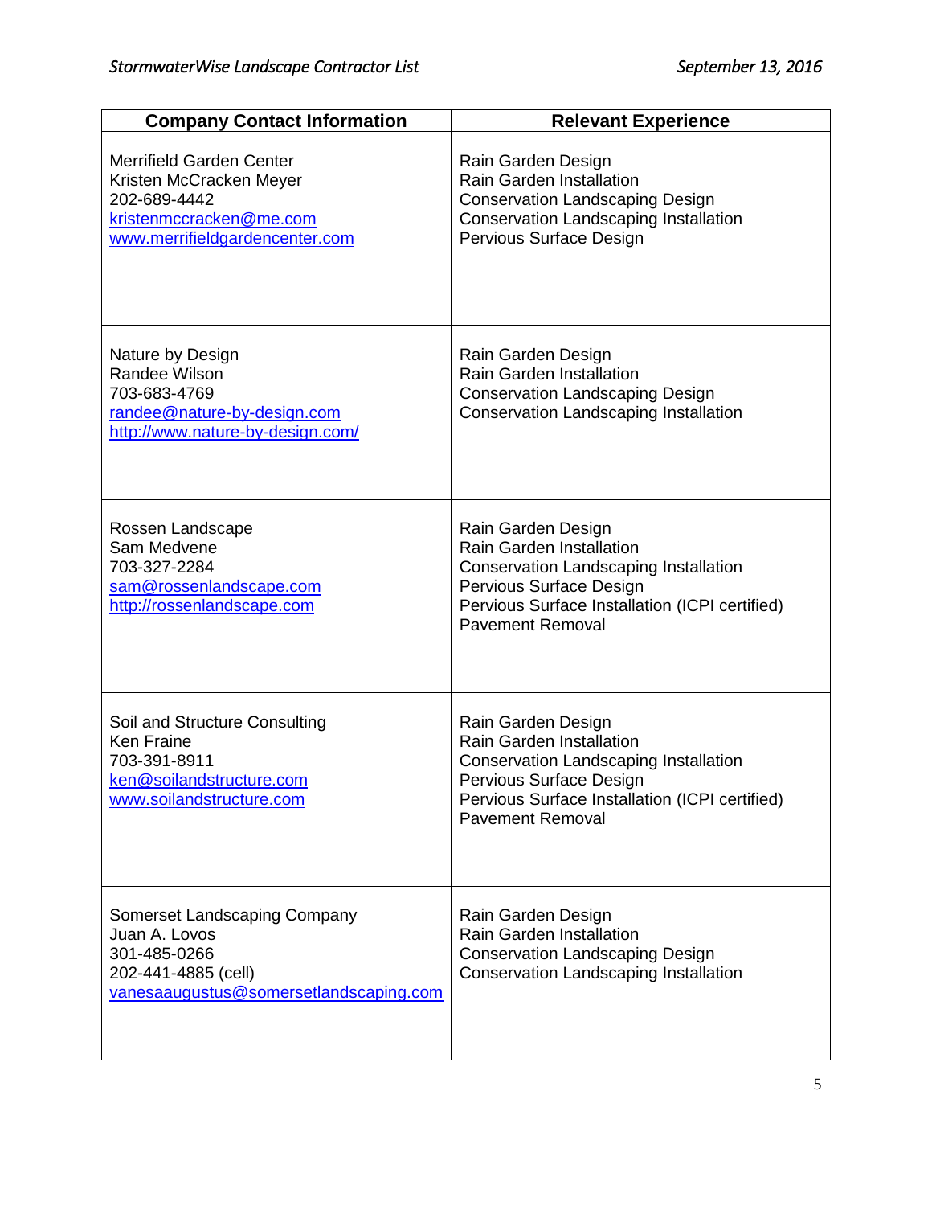| Company Contact Information | Relevant Experience |
|---|---|
| Merrifield Garden Center<br>Kristen McCracken Meyer<br>202-689-4442<br>kristenmccracken@me.com<br>www.merrifieldgardencenter.com | Rain Garden Design<br>Rain Garden Installation<br>Conservation Landscaping Design<br>Conservation Landscaping Installation<br>Pervious Surface Design |
| Nature by Design<br>Randee Wilson<br>703-683-4769<br>randee@nature-by-design.com<br>http://www.nature-by-design.com/ | Rain Garden Design<br>Rain Garden Installation<br>Conservation Landscaping Design<br>Conservation Landscaping Installation |
| Rossen Landscape<br>Sam Medvene<br>703-327-2284<br>sam@rossenlandscape.com<br>http://rossenlandscape.com | Rain Garden Design<br>Rain Garden Installation<br>Conservation Landscaping Installation<br>Pervious Surface Design<br>Pervious Surface Installation (ICPI certified)<br>Pavement Removal |
| Soil and Structure Consulting<br>Ken Fraine<br>703-391-8911<br>ken@soilandstructure.com<br>www.soilandstructure.com | Rain Garden Design<br>Rain Garden Installation<br>Conservation Landscaping Installation<br>Pervious Surface Design<br>Pervious Surface Installation (ICPI certified)<br>Pavement Removal |
| Somerset Landscaping Company<br>Juan A. Lovos<br>301-485-0266<br>202-441-4885 (cell)<br>vanesaaugustus@somersetlandscaping.com | Rain Garden Design<br>Rain Garden Installation<br>Conservation Landscaping Design<br>Conservation Landscaping Installation |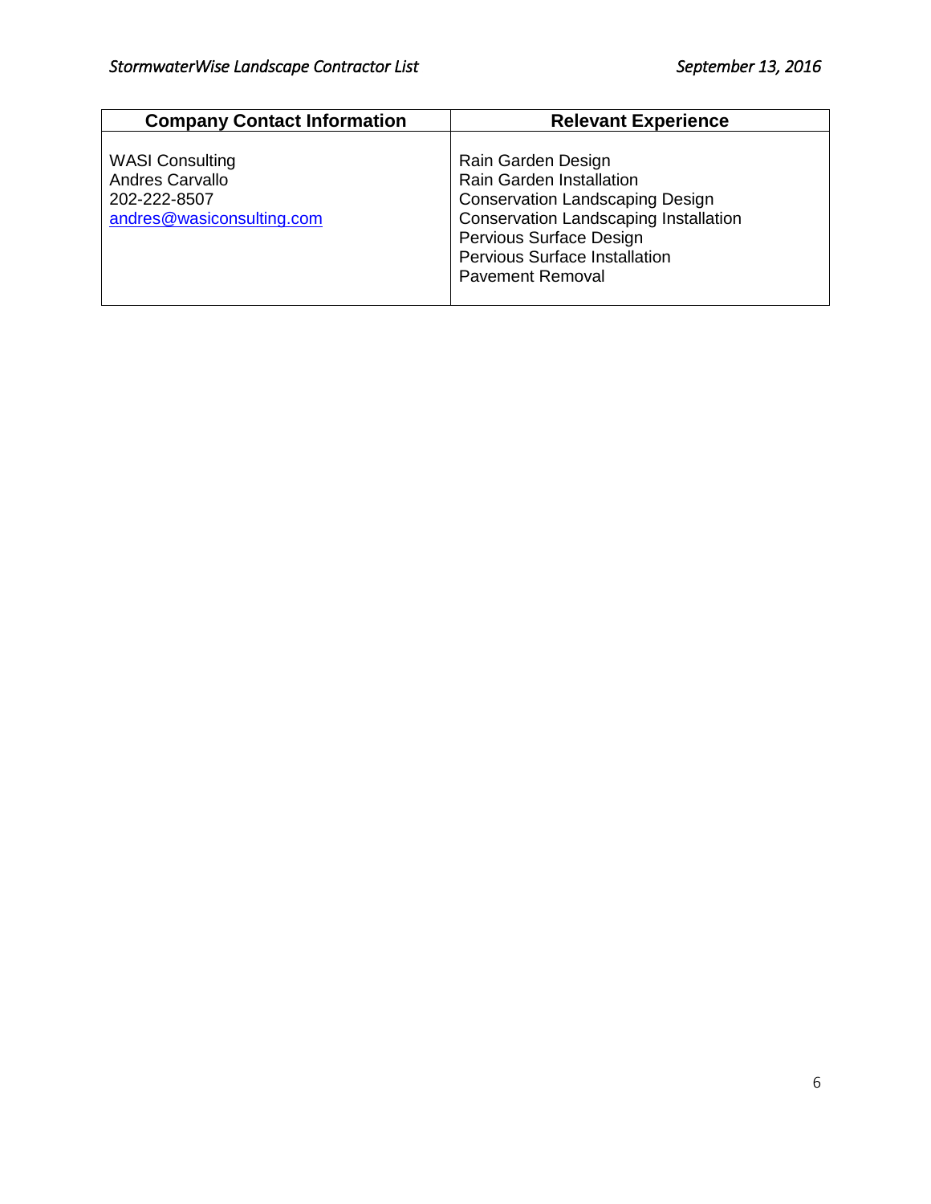| Company Contact Information | Relevant Experience |
| --- | --- |
| WASI Consulting<br>Andres Carvallo<br>202-222-8507<br>andres@wasiconsulting.com | Rain Garden Design<br>Rain Garden Installation<br>Conservation Landscaping Design<br>Conservation Landscaping Installation<br>Pervious Surface Design<br>Pervious Surface Installation<br>Pavement Removal |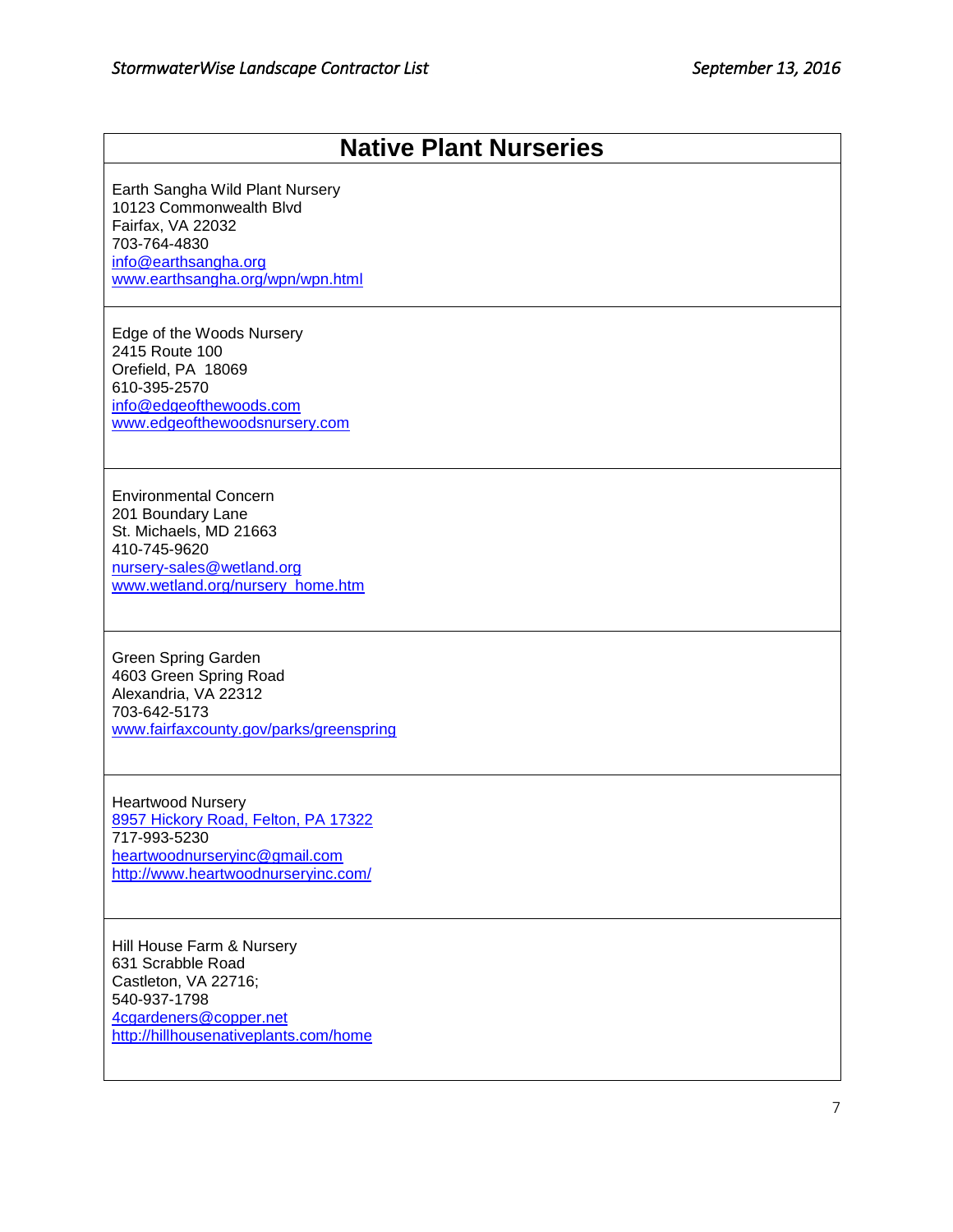## Native Plant Nurseries

Earth Sangha Wild Plant Nursery
10123 Commonwealth Blvd
Fairfax, VA 22032
703-764-4830
info@earthsangha.org
www.earthsangha.org/wpn/wpn.html

---

Edge of the Woods Nursery
2415 Route 100
Orefield, PA 18069
610-395-2570
info@edgeofthewoods.com
www.edgeofthewoodsnursery.com

---

Environmental Concern
201 Boundary Lane
St. Michaels, MD 21663
410-745-9620
nursery-sales@wetland.org
www.wetland.org/nursery_home.htm

---

Green Spring Garden
4603 Green Spring Road
Alexandria, VA 22312
703-642-5173
www.fairfaxcounty.gov/parks/greenspring

---

Heartwood Nursery
8957 Hickory Road, Felton, PA 17322
717-993-5230
heartwoodnurseryinc@gmail.com
http://www.heartwoodnurseryinc.com/

---

Hill House Farm & Nursery
631 Scrabble Road
Castleton, VA 22716;
540-937-1798
4cgardeners@copper.net
http://hillhousenativeplants.com/home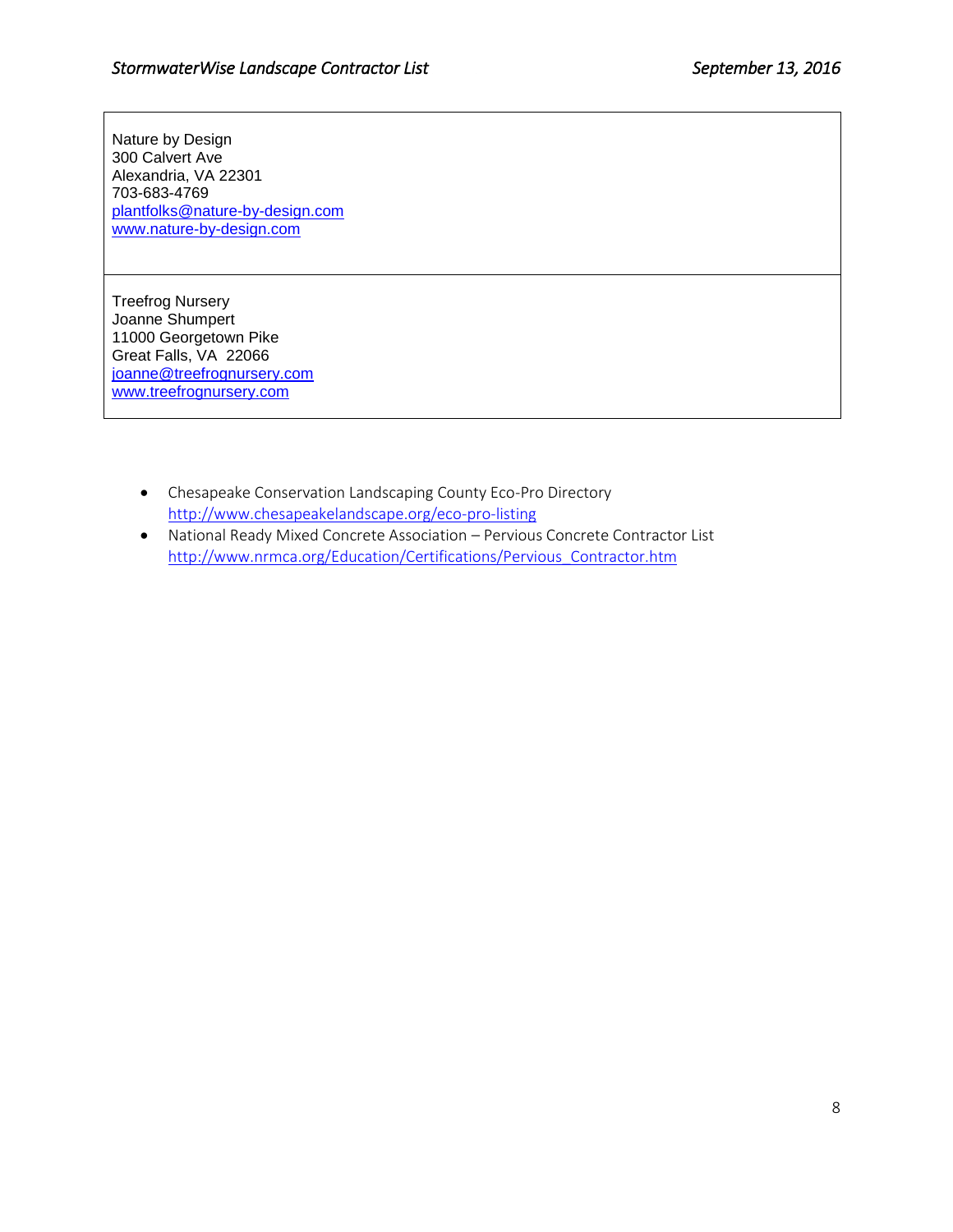| |
|---|
| Nature by Design<br>300 Calvert Ave<br>Alexandria, VA 22301<br>703-683-4769<br>plantfolks@nature-by-design.com<br>www.nature-by-design.com |
| Treefrog Nursery<br>Joanne Shumpert<br>11000 Georgetown Pike<br>Great Falls, VA 22066<br>joanne@treefrognursery.com<br>www.treefrognursery.com |

- Chesapeake Conservation Landscaping County Eco-Pro Directory
  http://www.chesapeakelandscape.org/eco-pro-listing
- National Ready Mixed Concrete Association – Pervious Concrete Contractor List
  http://www.nrmca.org/Education/Certifications/Pervious_Contractor.htm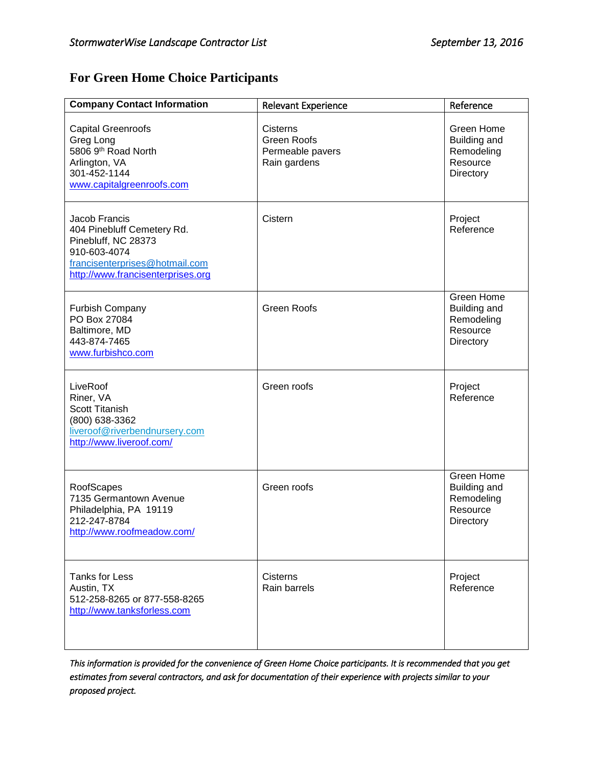## For Green Home Choice Participants

| Company Contact Information | Relevant Experience | Reference |
|---|---|---|
| Capital Greenroofs<br>Greg Long<br>5806 9th Road North<br>Arlington, VA<br>301-452-1144<br>www.capitalgreenroofs.com | Cisterns<br>Green Roofs<br>Permeable pavers<br>Rain gardens | Green Home Building and Remodeling Resource Directory |
| Jacob Francis<br>404 Pinebluff Cemetery Rd.<br>Pinebluff, NC 28373<br>910-603-4074<br>francisenterprises@hotmail.com<br>http://www.francisenterprises.org | Cistern | Project Reference |
| Furbish Company<br>PO Box 27084<br>Baltimore, MD<br>443-874-7465<br>www.furbishco.com | Green Roofs | Green Home Building and Remodeling Resource Directory |
| LiveRoof<br>Riner, VA<br>Scott Titanish<br>(800) 638-3362<br>liveroof@riverbendnursery.com<br>http://www.liveroof.com/ | Green roofs | Project Reference |
| RoofScapes<br>7135 Germantown Avenue<br>Philadelphia, PA 19119<br>212-247-8784<br>http://www.roofmeadow.com/ | Green roofs | Green Home Building and Remodeling Resource Directory |
| Tanks for Less<br>Austin, TX<br>512-258-8265 or 877-558-8265<br>http://www.tanksforless.com | Cisterns<br>Rain barrels | Project Reference |

*This information is provided for the convenience of Green Home Choice participants. It is recommended that you get estimates from several contractors, and ask for documentation of their experience with projects similar to your proposed project.*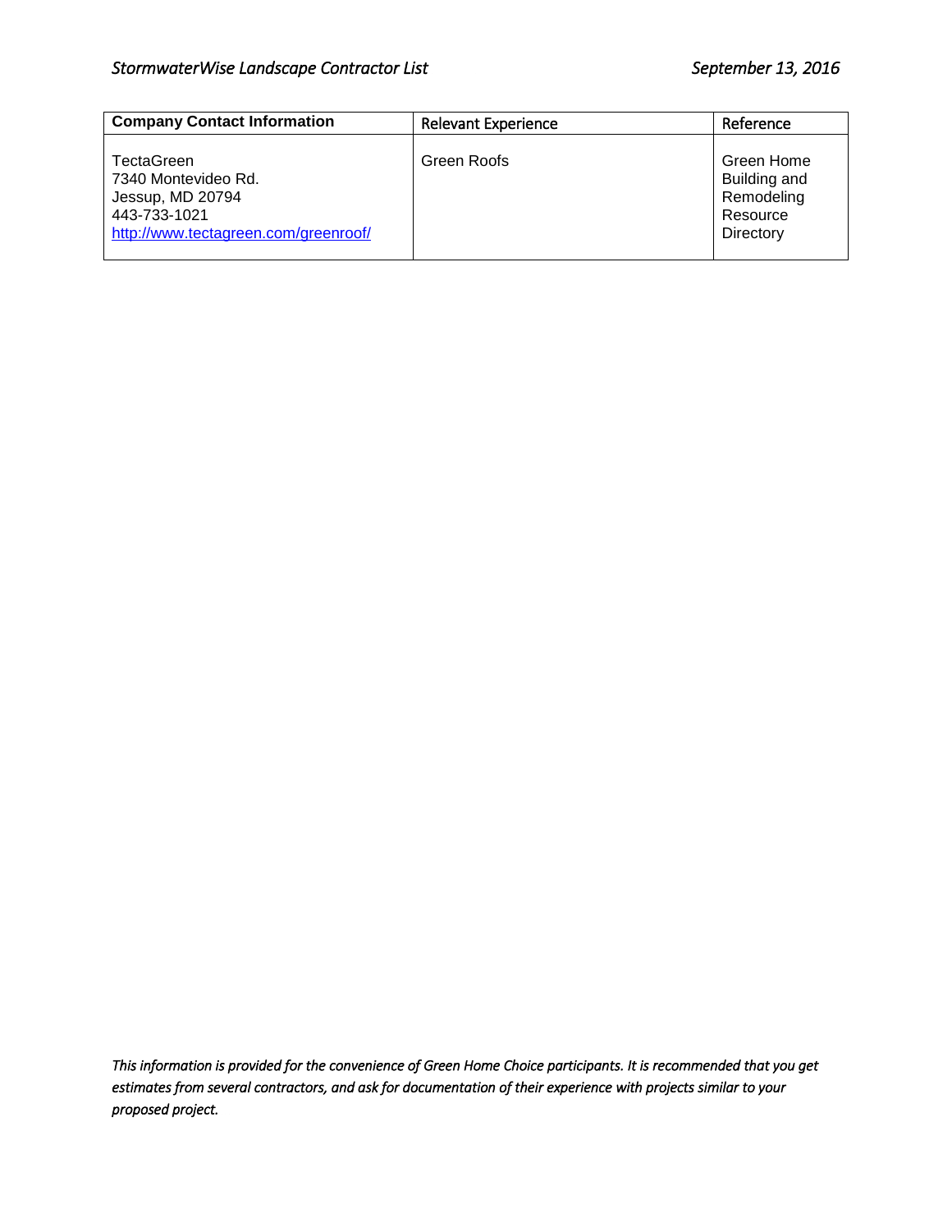| Company Contact Information | Relevant Experience | Reference |
|---|---|---|
| TectaGreen<br>7340 Montevideo Rd.<br>Jessup, MD 20794<br>443-733-1021<br>[http://www.tectagreen.com/greenroof/](http://www.tectagreen.com/greenroof/) | Green Roofs | Green Home Building and Remodeling Resource Directory |

*This information is provided for the convenience of Green Home Choice participants. It is recommended that you get estimates from several contractors, and ask for documentation of their experience with projects similar to your proposed project.*